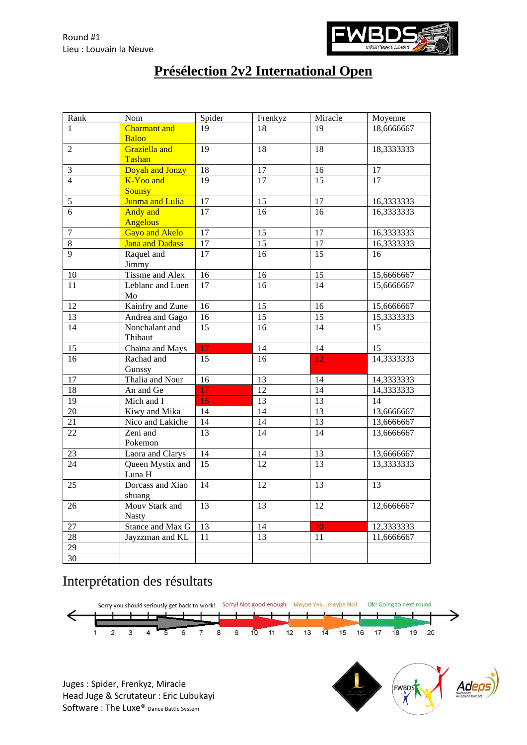Round #1
Lieu : Louvain la Neuve

# Présélection 2v2 International Open

| Rank | Nom | Spider | Frenkyz | Miracle | Moyenne |
|---|---|---|---|---|---|
| 1 | Charmant and Baloo | 19 | 18 | 19 | 18,6666667 |
| 2 | Graziella and Tashan | 19 | 18 | 18 | 18,3333333 |
| 3 | Doyah and Jonzy | 18 | 17 | 16 | 17 |
| 4 | K-Yoo and Sousy | 19 | 17 | 15 | 17 |
| 5 | Junma and Lulia | 17 | 15 | 17 | 16,3333333 |
| 6 | Andy and Angelous | 17 | 16 | 16 | 16,3333333 |
| 7 | Gayo and Akelo | 17 | 15 | 17 | 16,3333333 |
| 8 | Jana and Dadass | 17 | 15 | 17 | 16,3333333 |
| 9 | Raquel and Jimmy | 17 | 16 | 15 | 16 |
| 10 | Tissme and Alex | 16 | 16 | 15 | 15,6666667 |
| 11 | Leblanc and Luen Mo | 17 | 16 | 14 | 15,6666667 |
| 12 | Kainfry and Zune | 16 | 15 | 16 | 15,6666667 |
| 13 | Andrea and Gago | 16 | 15 | 15 | 15,3333333 |
| 14 | Nonchalant and Thibaut | 15 | 16 | 14 | 15 |
| 15 | Chaïna and Mays | 17 | 14 | 14 | 15 |
| 16 | Rachad and Gunssy | 15 | 16 | 12 | 14,3333333 |
| 17 | Thalia and Nour | 16 | 13 | 14 | 14,3333333 |
| 18 | An and Ge | 17 | 12 | 14 | 14,3333333 |
| 19 | Mich and I | 16 | 13 | 13 | 14 |
| 20 | Kiwy and Mika | 14 | 14 | 13 | 13,6666667 |
| 21 | Nico and Lakiche | 14 | 14 | 13 | 13,6666667 |
| 22 | Zeni and Pokemon | 13 | 14 | 14 | 13,6666667 |
| 23 | Laora and Clarys | 14 | 14 | 13 | 13,6666667 |
| 24 | Queen Mystix and Luna H | 15 | 12 | 13 | 13,3333333 |
| 25 | Dorcass and Xiao shuang | 14 | 12 | 13 | 13 |
| 26 | Mouv Stark and Nasty | 13 | 13 | 12 | 12,6666667 |
| 27 | Stance and Max G | 13 | 14 | 10 | 12,3333333 |
| 28 | Jayzzman and KL | 11 | 13 | 11 | 11,6666667 |
| 29 | | | | | |
| 30 | | | | | |

## Interprétation des résultats

Sorry you should seriously get back to work! (1–8) — Sorry! Not good enough (8–12) — Maybe Yes...maybe No! (12–16) — Ok! Going to next round (16–20)

1 2 3 4 5 6 7 8 9 10 11 12 13 14 15 16 17 18 19 20

Juges : Spider, Frenkyz, Miracle
Head Juge & Scrutateur : Eric Lubukayi
Software : The Luxe® Dance Battle System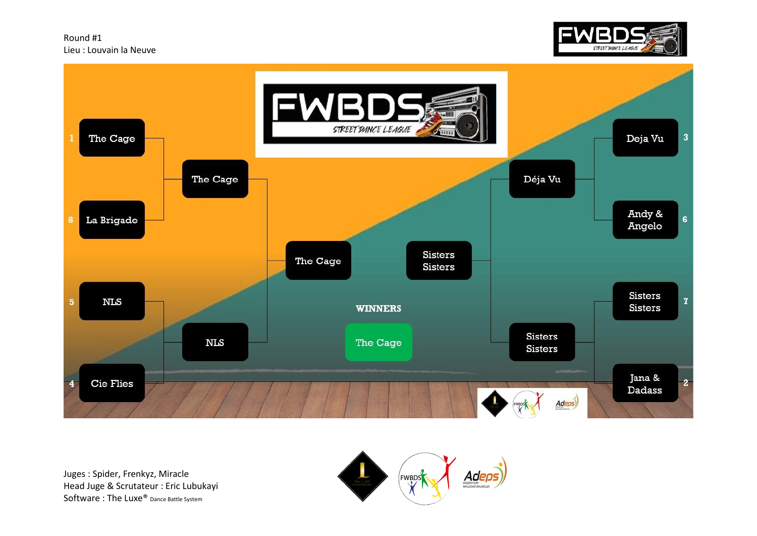Round #1
Lieu : Louvain la Neuve

FWBDS STREET DANCE LEAGUE

1 The Cage
8 La Brigade
5 NLS
4 Cie Flies

The Cage
NLS

The Cage

Sisters Sisters

Déja Vu
Sisters Sisters

3 Deja Vu
6 Andy & Angelo
7 Sisters Sisters
2 Jana & Dadass

WINNERS

The Cage

Juges : Spider, Frenkyz, Miracle
Head Juge & Scrutateur : Eric Lubukayi
Software : The Luxe® Dance Battle System